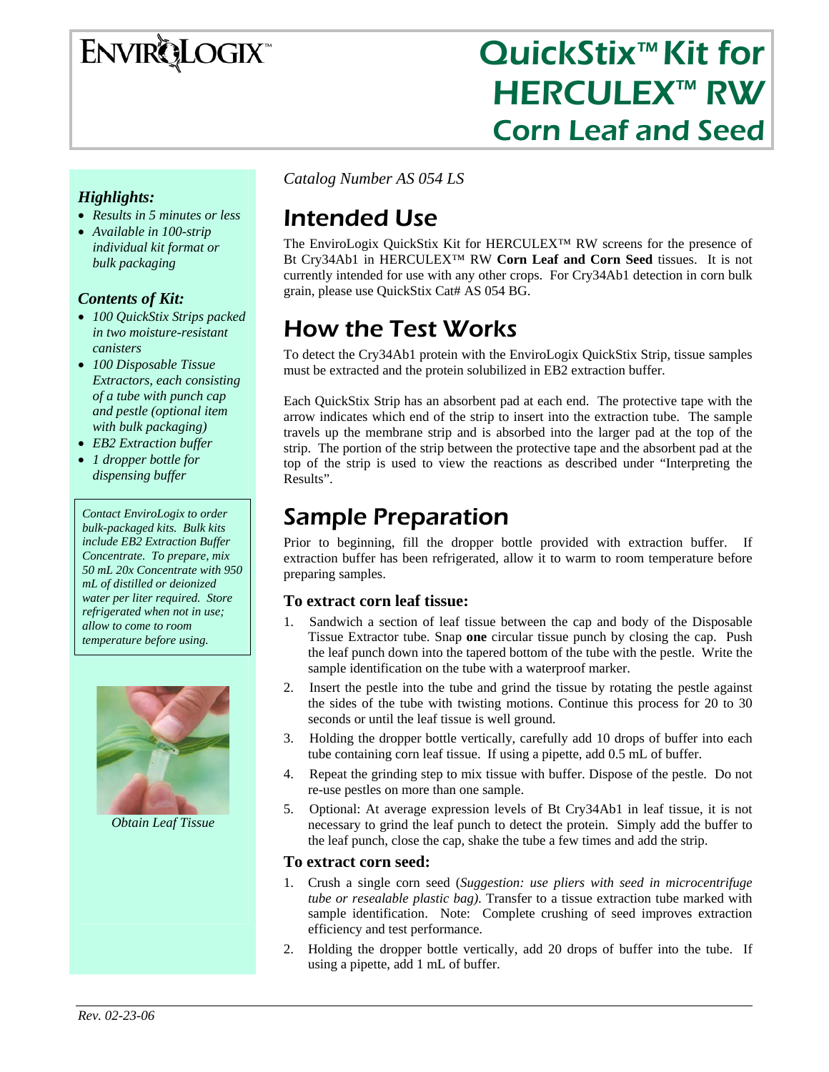ENVIROLOGIX™

# QuickStix™ Kit for HERCULEX™ RW Corn Leaf and Seed

*Catalog Number AS 054 LS*

## Intended Use

The EnviroLogix QuickStix Kit for HERCULEX™ RW screens for the presence of Bt Cry34Ab1 in HERCULEX™ RW **Corn Leaf and Corn Seed** tissues. It is not currently intended for use with any other crops. For Cry34Ab1 detection in corn bulk grain, please use QuickStix Cat# AS 054 BG.

## How the Test Works

To detect the Cry34Ab1 protein with the EnviroLogix QuickStix Strip, tissue samples must be extracted and the protein solubilized in EB2 extraction buffer.

Each QuickStix Strip has an absorbent pad at each end. The protective tape with the arrow indicates which end of the strip to insert into the extraction tube. The sample travels up the membrane strip and is absorbed into the larger pad at the top of the strip. The portion of the strip between the protective tape and the absorbent pad at the top of the strip is used to view the reactions as described under "Interpreting the Results".

## Sample Preparation

Prior to beginning, fill the dropper bottle provided with extraction buffer. If extraction buffer has been refrigerated, allow it to warm to room temperature before preparing samples.

### To extract corn leaf tissue:

1. Sandwich a section of leaf tissue between the cap and body of the Disposable Tissue Extractor tube. Snap **one** circular tissue punch by closing the cap. Push the leaf punch down into the tapered bottom of the tube with the pestle. Write the sample identification on the tube with a waterproof marker.
2. Insert the pestle into the tube and grind the tissue by rotating the pestle against the sides of the tube with twisting motions. Continue this process for 20 to 30 seconds or until the leaf tissue is well ground.
3. Holding the dropper bottle vertically, carefully add 10 drops of buffer into each tube containing corn leaf tissue. If using a pipette, add 0.5 mL of buffer.
4. Repeat the grinding step to mix tissue with buffer. Dispose of the pestle. Do not re-use pestles on more than one sample.
5. Optional: At average expression levels of Bt Cry34Ab1 in leaf tissue, it is not necessary to grind the leaf punch to detect the protein. Simply add the buffer to the leaf punch, close the cap, shake the tube a few times and add the strip.

### To extract corn seed:

1. Crush a single corn seed (*Suggestion: use pliers with seed in microcentrifuge tube or resealable plastic bag).* Transfer to a tissue extraction tube marked with sample identification. Note: Complete crushing of seed improves extraction efficiency and test performance.
2. Holding the dropper bottle vertically, add 20 drops of buffer into the tube. If using a pipette, add 1 mL of buffer.

### *Highlights:*

- *Results in 5 minutes or less*
- *Available in 100-strip individual kit format or bulk packaging*

### *Contents of Kit:*

- *100 QuickStix Strips packed in two moisture-resistant canisters*
- *100 Disposable Tissue Extractors, each consisting of a tube with punch cap and pestle (optional item with bulk packaging)*
- *EB2 Extraction buffer*
- *1 dropper bottle for dispensing buffer*

*Contact EnviroLogix to order bulk-packaged kits. Bulk kits include EB2 Extraction Buffer Concentrate. To prepare, mix 50 mL 20x Concentrate with 950 mL of distilled or deionized water per liter required. Store refrigerated when not in use; allow to come to room temperature before using.*

*Obtain Leaf Tissue*

Rev. 02-23-06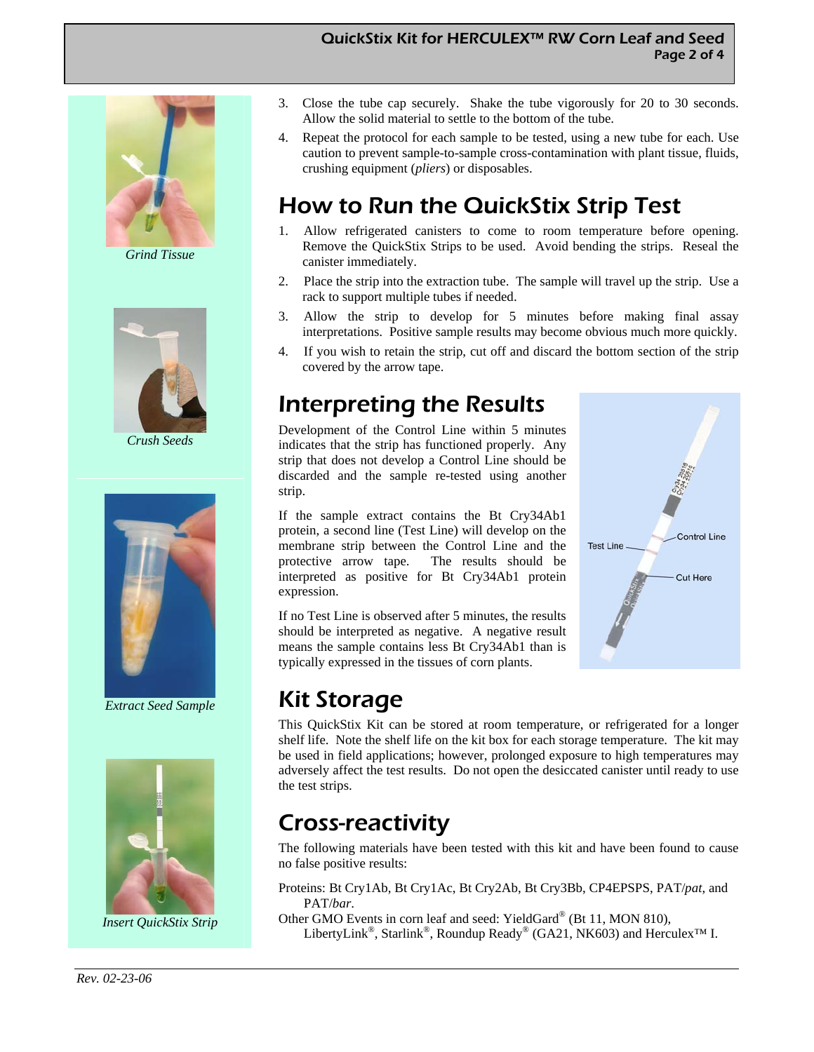Grind Tissue

Crush Seeds

Extract Seed Sample

Insert QuickStix Strip

3. Close the tube cap securely. Shake the tube vigorously for 20 to 30 seconds. Allow the solid material to settle to the bottom of the tube.
4. Repeat the protocol for each sample to be tested, using a new tube for each. Use caution to prevent sample-to-sample cross-contamination with plant tissue, fluids, crushing equipment (*pliers*) or disposables.

# How to Run the QuickStix Strip Test

1. Allow refrigerated canisters to come to room temperature before opening. Remove the QuickStix Strips to be used. Avoid bending the strips. Reseal the canister immediately.
2. Place the strip into the extraction tube. The sample will travel up the strip. Use a rack to support multiple tubes if needed.
3. Allow the strip to develop for 5 minutes before making final assay interpretations. Positive sample results may become obvious much more quickly.
4. If you wish to retain the strip, cut off and discard the bottom section of the strip covered by the arrow tape.

# Interpreting the Results

Development of the Control Line within 5 minutes indicates that the strip has functioned properly. Any strip that does not develop a Control Line should be discarded and the sample re-tested using another strip.

If the sample extract contains the Bt Cry34Ab1 protein, a second line (Test Line) will develop on the membrane strip between the Control Line and the protective arrow tape. The results should be interpreted as positive for Bt Cry34Ab1 protein expression.

If no Test Line is observed after 5 minutes, the results should be interpreted as negative. A negative result means the sample contains less Bt Cry34Ab1 than is typically expressed in the tissues of corn plants.

Test Line — Control Line — Cut Here

# Kit Storage

This QuickStix Kit can be stored at room temperature, or refrigerated for a longer shelf life. Note the shelf life on the kit box for each storage temperature. The kit may be used in field applications; however, prolonged exposure to high temperatures may adversely affect the test results. Do not open the desiccated canister until ready to use the test strips.

# Cross-reactivity

The following materials have been tested with this kit and have been found to cause no false positive results:

Proteins: Bt Cry1Ab, Bt Cry1Ac, Bt Cry2Ab, Bt Cry3Bb, CP4EPSPS, PAT/*pat*, and PAT/*bar*.

Other GMO Events in corn leaf and seed: YieldGard® (Bt 11, MON 810), LibertyLink®, Starlink®, Roundup Ready® (GA21, NK603) and Herculex™ I.

*Rev. 02-23-06*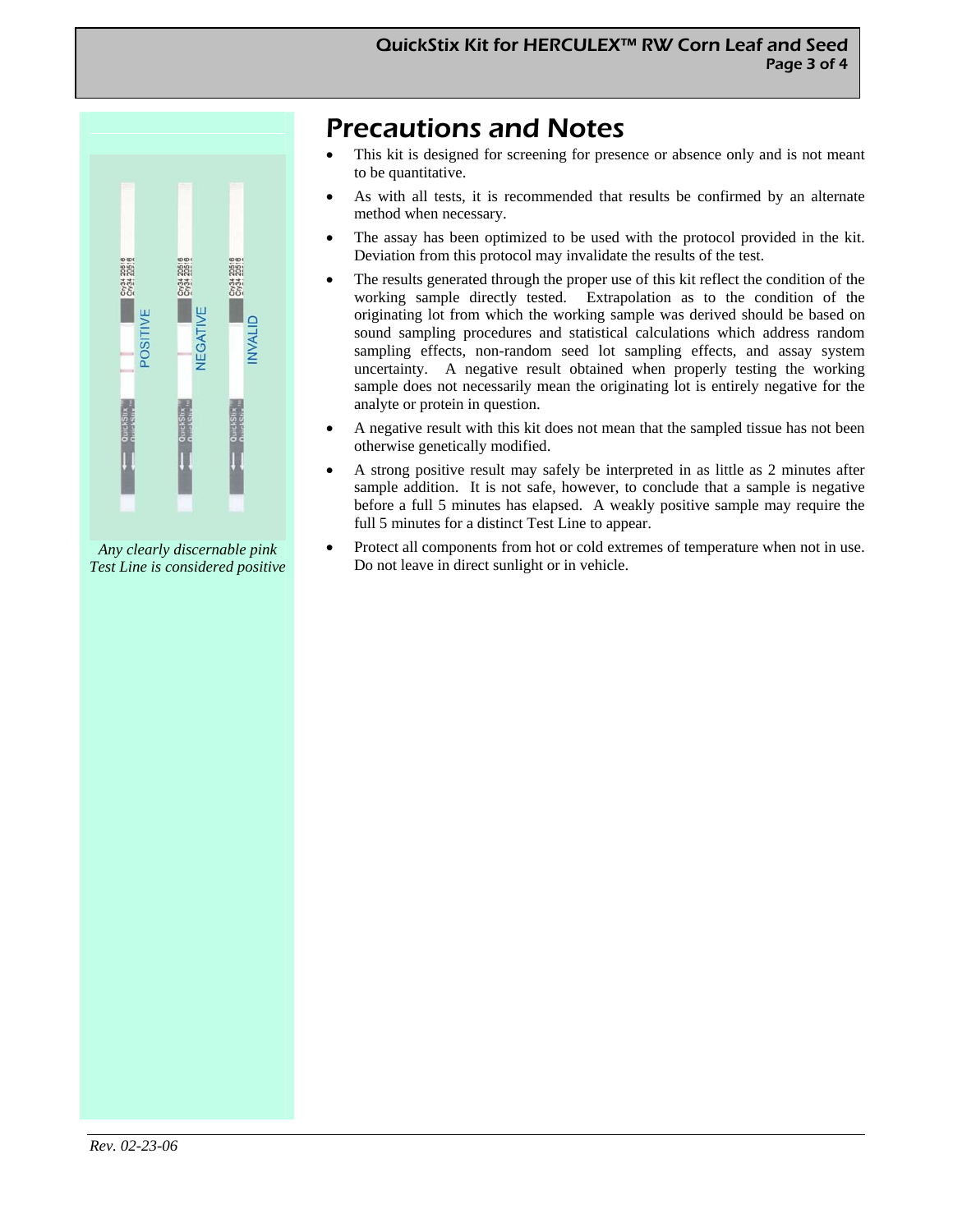# Precautions and Notes

- This kit is designed for screening for presence or absence only and is not meant to be quantitative.
- As with all tests, it is recommended that results be confirmed by an alternate method when necessary.
- The assay has been optimized to be used with the protocol provided in the kit. Deviation from this protocol may invalidate the results of the test.
- The results generated through the proper use of this kit reflect the condition of the working sample directly tested. Extrapolation as to the condition of the originating lot from which the working sample was derived should be based on sound sampling procedures and statistical calculations which address random sampling effects, non-random seed lot sampling effects, and assay system uncertainty. A negative result obtained when properly testing the working sample does not necessarily mean the originating lot is entirely negative for the analyte or protein in question.
- A negative result with this kit does not mean that the sampled tissue has not been otherwise genetically modified.
- A strong positive result may safely be interpreted in as little as 2 minutes after sample addition. It is not safe, however, to conclude that a sample is negative before a full 5 minutes has elapsed. A weakly positive sample may require the full 5 minutes for a distinct Test Line to appear.
- Protect all components from hot or cold extremes of temperature when not in use. Do not leave in direct sunlight or in vehicle.

POSITIVE NEGATIVE INVALID

*Any clearly discernable pink Test Line is considered positive*

*Rev. 02-23-06*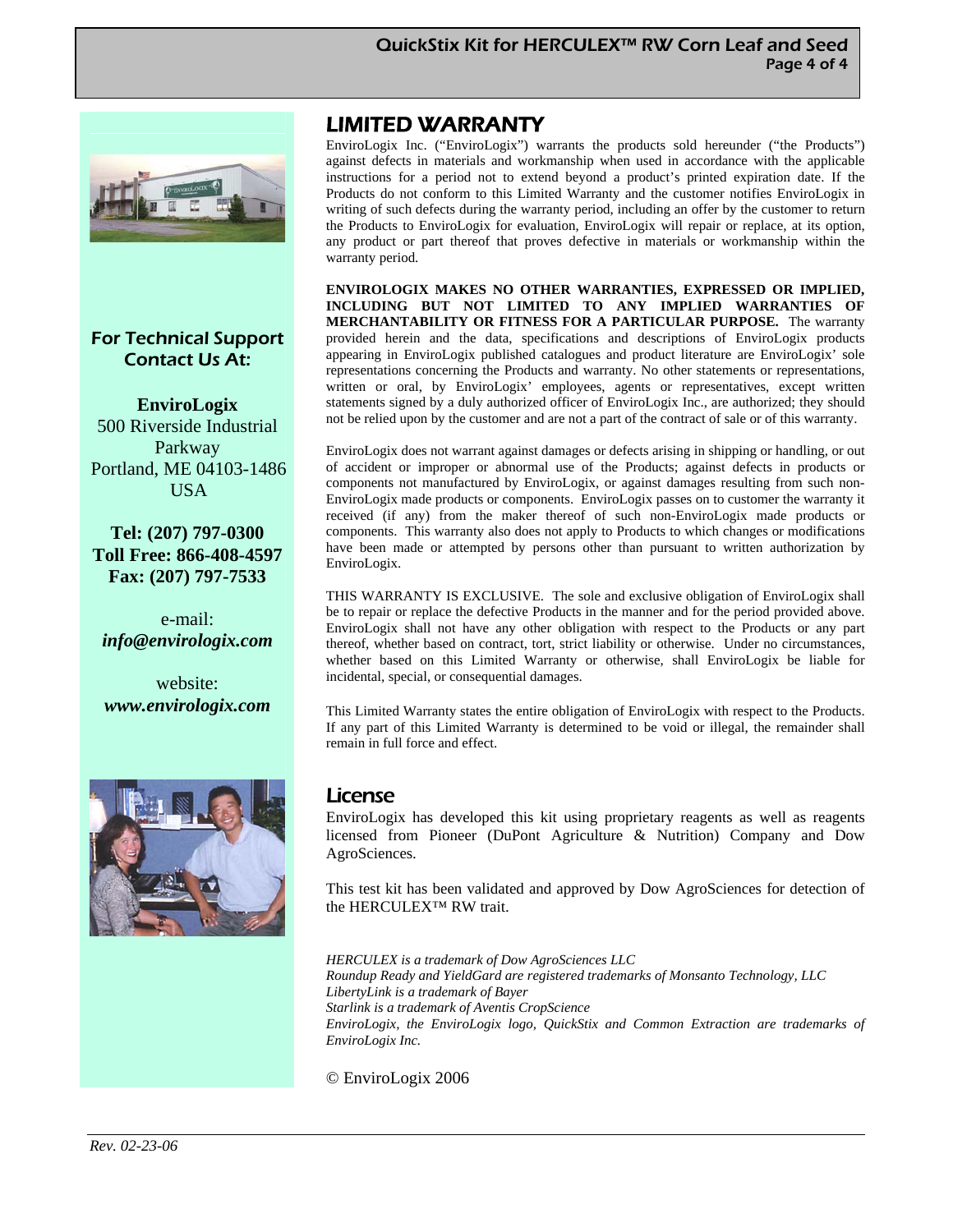## LIMITED WARRANTY

EnviroLogix Inc. ("EnviroLogix") warrants the products sold hereunder ("the Products") against defects in materials and workmanship when used in accordance with the applicable instructions for a period not to extend beyond a product's printed expiration date. If the Products do not conform to this Limited Warranty and the customer notifies EnviroLogix in writing of such defects during the warranty period, including an offer by the customer to return the Products to EnviroLogix for evaluation, EnviroLogix will repair or replace, at its option, any product or part thereof that proves defective in materials or workmanship within the warranty period.

**ENVIROLOGIX MAKES NO OTHER WARRANTIES, EXPRESSED OR IMPLIED, INCLUDING BUT NOT LIMITED TO ANY IMPLIED WARRANTIES OF MERCHANTABILITY OR FITNESS FOR A PARTICULAR PURPOSE.** The warranty provided herein and the data, specifications and descriptions of EnviroLogix products appearing in EnviroLogix published catalogues and product literature are EnviroLogix' sole representations concerning the Products and warranty. No other statements or representations, written or oral, by EnviroLogix' employees, agents or representatives, except written statements signed by a duly authorized officer of EnviroLogix Inc., are authorized; they should not be relied upon by the customer and are not a part of the contract of sale or of this warranty.

EnviroLogix does not warrant against damages or defects arising in shipping or handling, or out of accident or improper or abnormal use of the Products; against defects in products or components not manufactured by EnviroLogix, or against damages resulting from such non-EnviroLogix made products or components. EnviroLogix passes on to customer the warranty it received (if any) from the maker thereof of such non-EnviroLogix made products or components. This warranty also does not apply to Products to which changes or modifications have been made or attempted by persons other than pursuant to written authorization by EnviroLogix.

THIS WARRANTY IS EXCLUSIVE. The sole and exclusive obligation of EnviroLogix shall be to repair or replace the defective Products in the manner and for the period provided above. EnviroLogix shall not have any other obligation with respect to the Products or any part thereof, whether based on contract, tort, strict liability or otherwise. Under no circumstances, whether based on this Limited Warranty or otherwise, shall EnviroLogix be liable for incidental, special, or consequential damages.

This Limited Warranty states the entire obligation of EnviroLogix with respect to the Products. If any part of this Limited Warranty is determined to be void or illegal, the remainder shall remain in full force and effect.

## License

EnviroLogix has developed this kit using proprietary reagents as well as reagents licensed from Pioneer (DuPont Agriculture & Nutrition) Company and Dow AgroSciences.

This test kit has been validated and approved by Dow AgroSciences for detection of the HERCULEX™ RW trait.

*HERCULEX is a trademark of Dow AgroSciences LLC*
*Roundup Ready and YieldGard are registered trademarks of Monsanto Technology, LLC*
*LibertyLink is a trademark of Bayer*
*Starlink is a trademark of Aventis CropScience*
*EnviroLogix, the EnviroLogix logo, QuickStix and Common Extraction are trademarks of EnviroLogix Inc.*

© EnviroLogix 2006

### For Technical Support Contact Us At:

**EnviroLogix**
500 Riverside Industrial Parkway
Portland, ME 04103-1486
USA

**Tel: (207) 797-0300**
**Toll Free: 866-408-4597**
**Fax: (207) 797-7533**

e-mail:
***info@envirologix.com***

website:
***www.envirologix.com***

*Rev. 02-23-06*